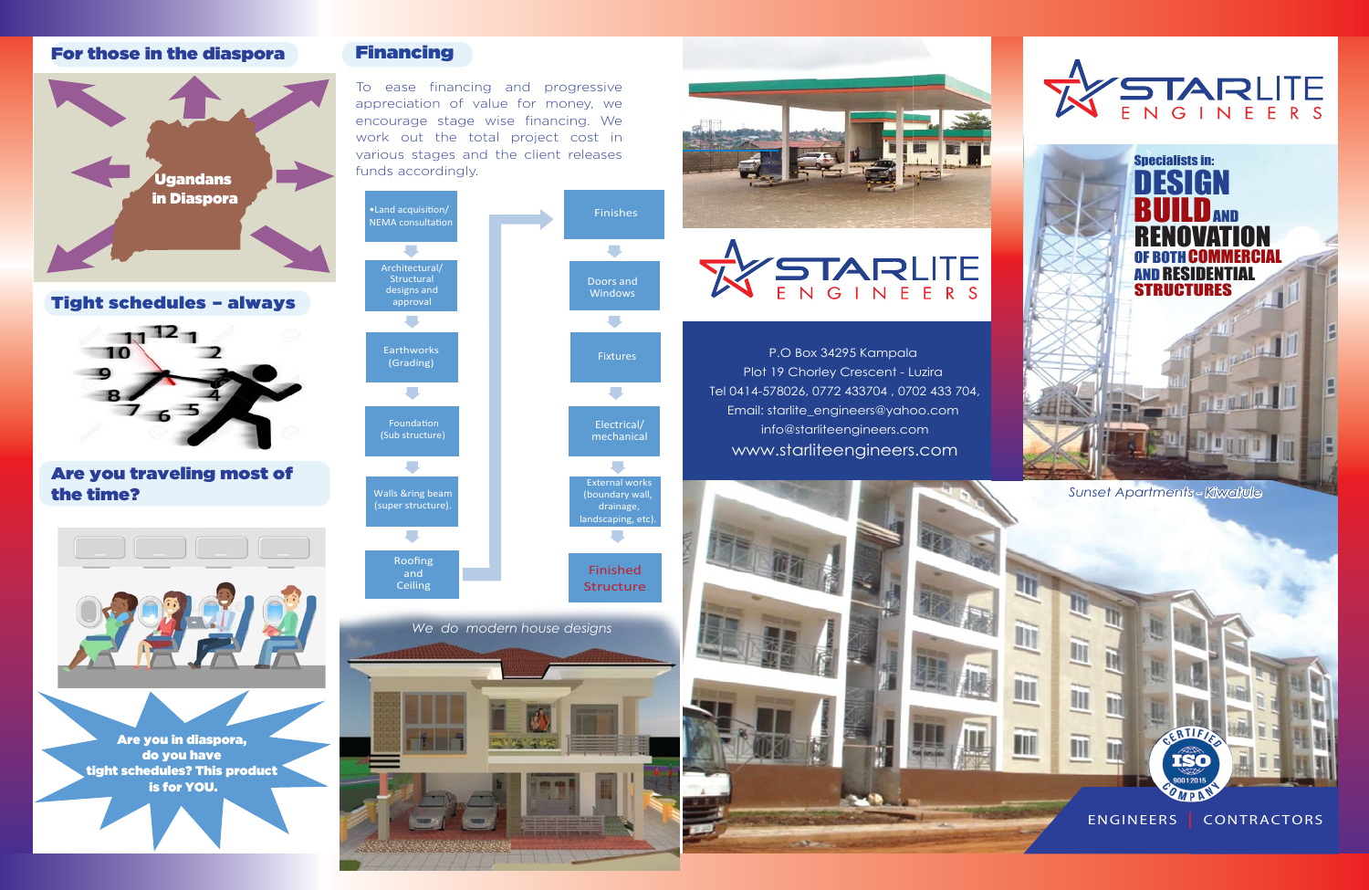## For those in the diaspora

Ugandans in Diaspora

## Tight schedules – always

## Are you traveling most of the time?

**Are you in diaspora, do you have tight schedules? This product is for YOU.**

## Financing

To ease financing and progressive appreciation of value for money, we encourage stage wise financing. We work out the total project cost in various stages and the client releases funds accordingly.

- •Land acquisition/ NEMA consultation
- Architectural/ Structural designs and approval
- Earthworks (Grading)
- Foundation (Sub structure)
- Walls &ring beam (super structure).
- Roofing and Ceiling
- Finishes
- Doors and Windows
- Fixtures
- Electrical/ mechanical
- External works (boundary wall, drainage, landscaping, etc).
- Finished Structure

*We do modern house designs*

# STARLITE ENGINEERS

P.O Box 34295 Kampala
Plot 19 Chorley Crescent - Luzira
Tel 0414-578026, 0772 433704 , 0702 433 704,
Email: starlite_engineers@yahoo.com
info@starliteengineers.com
www.starliteengineers.com

# STARLITE ENGINEERS

**Specialists in: DESIGN BUILD AND RENOVATION OF BOTH COMMERCIAL AND RESIDENTIAL STRUCTURES**

*Sunset Apartments - Kiwatule*

CERTIFIED ISO 9001:2015 COMPANY

ENGINEERS | CONTRACTORS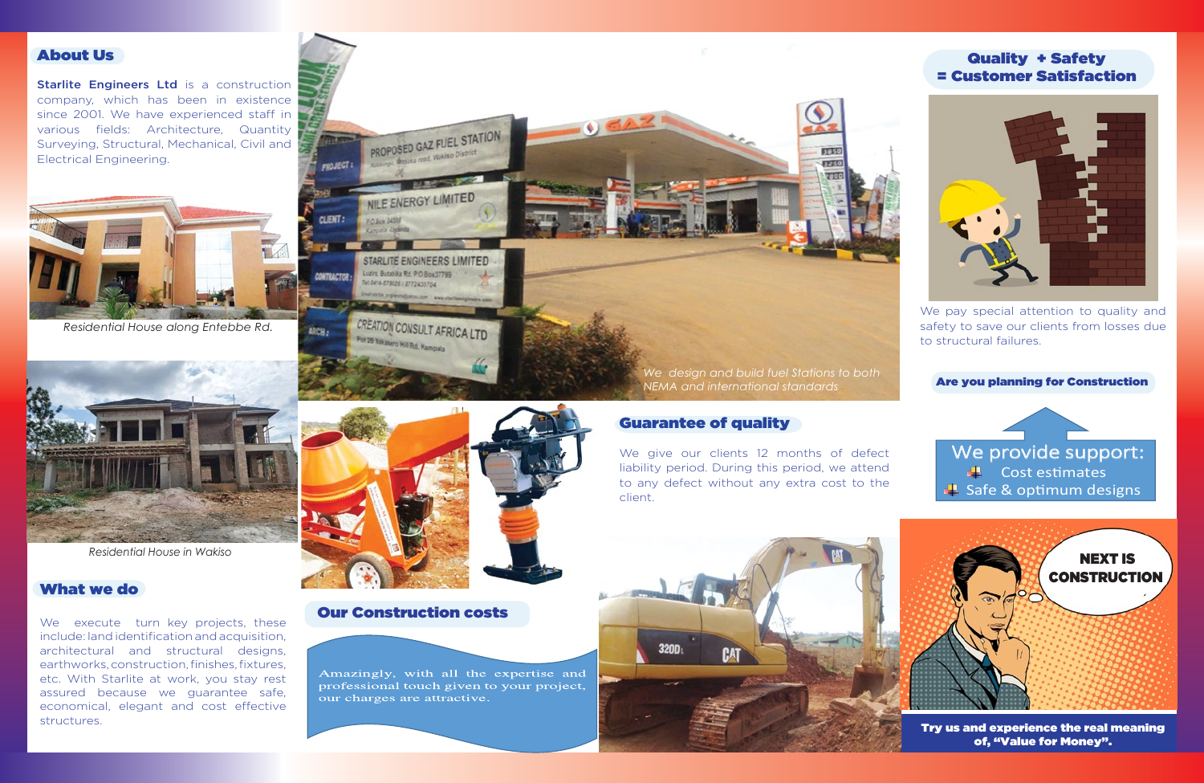## About Us

**Starlite Engineers Ltd** is a construction company, which has been in existence since 2001. We have experienced staff in various fields: Architecture, Quantity Surveying, Structural, Mechanical, Civil and Electrical Engineering.

*Residential House along Entebbe Rd.*

*Residential House in Wakiso*

## What we do

We execute turn key projects, these include: land identification and acquisition, architectural and structural designs, earthworks, construction, finishes, fixtures, etc. With Starlite at work, you stay rest assured because we guarantee safe, economical, elegant and cost effective structures.

*We design and build fuel Stations to both NEMA and international standards*

## Our Construction costs

Amazingly, with all the expertise and professional touch given to your project, our charges are attractive.

## Guarantee of quality

We give our clients 12 months of defect liability period. During this period, we attend to any defect without any extra cost to the client.

## Quality + Safety = Customer Satisfaction

We pay special attention to quality and safety to save our clients from losses due to structural failures.

## Are you planning for Construction

We provide support:

- Cost estimates
- Safe & optimum designs

NEXT IS CONSTRUCTION

**Try us and experience the real meaning of, "Value for Money".**